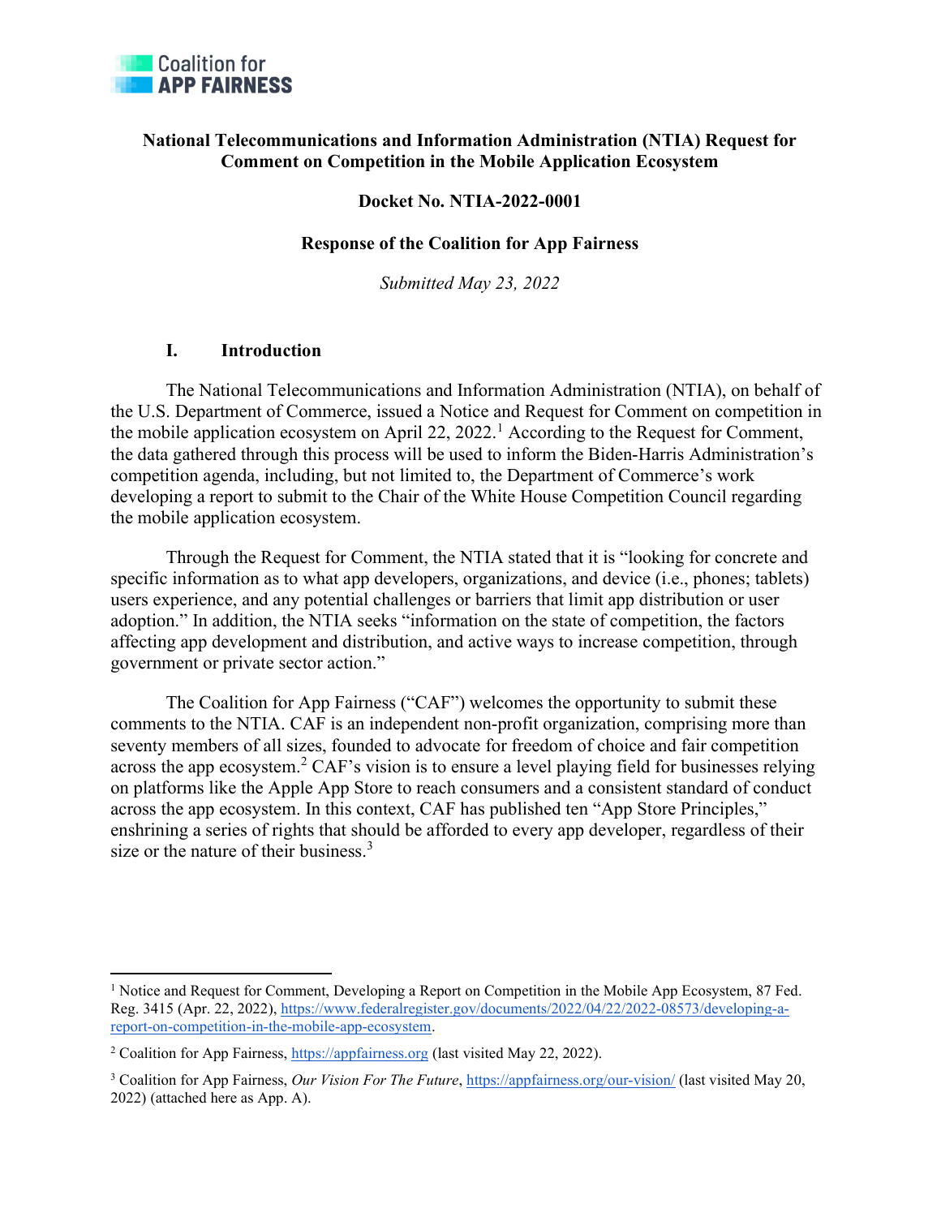Coalition for APP FAIRNESS

**National Telecommunications and Information Administration (NTIA) Request for Comment on Competition in the Mobile Application Ecosystem**

**Docket No. NTIA-2022-0001**

**Response of the Coalition for App Fairness**

*Submitted May 23, 2022*

## I. Introduction

The National Telecommunications and Information Administration (NTIA), on behalf of the U.S. Department of Commerce, issued a Notice and Request for Comment on competition in the mobile application ecosystem on April 22, 2022.[1] According to the Request for Comment, the data gathered through this process will be used to inform the Biden-Harris Administration's competition agenda, including, but not limited to, the Department of Commerce's work developing a report to submit to the Chair of the White House Competition Council regarding the mobile application ecosystem.

Through the Request for Comment, the NTIA stated that it is "looking for concrete and specific information as to what app developers, organizations, and device (i.e., phones; tablets) users experience, and any potential challenges or barriers that limit app distribution or user adoption." In addition, the NTIA seeks "information on the state of competition, the factors affecting app development and distribution, and active ways to increase competition, through government or private sector action."

The Coalition for App Fairness ("CAF") welcomes the opportunity to submit these comments to the NTIA. CAF is an independent non-profit organization, comprising more than seventy members of all sizes, founded to advocate for freedom of choice and fair competition across the app ecosystem.[2] CAF's vision is to ensure a level playing field for businesses relying on platforms like the Apple App Store to reach consumers and a consistent standard of conduct across the app ecosystem. In this context, CAF has published ten "App Store Principles," enshrining a series of rights that should be afforded to every app developer, regardless of their size or the nature of their business.[3]

---

[1] Notice and Request for Comment, Developing a Report on Competition in the Mobile App Ecosystem, 87 Fed. Reg. 3415 (Apr. 22, 2022), https://www.federalregister.gov/documents/2022/04/22/2022-08573/developing-a-report-on-competition-in-the-mobile-app-ecosystem.

[2] Coalition for App Fairness, https://appfairness.org (last visited May 22, 2022).

[3] Coalition for App Fairness, *Our Vision For The Future*, https://appfairness.org/our-vision/ (last visited May 20, 2022) (attached here as App. A).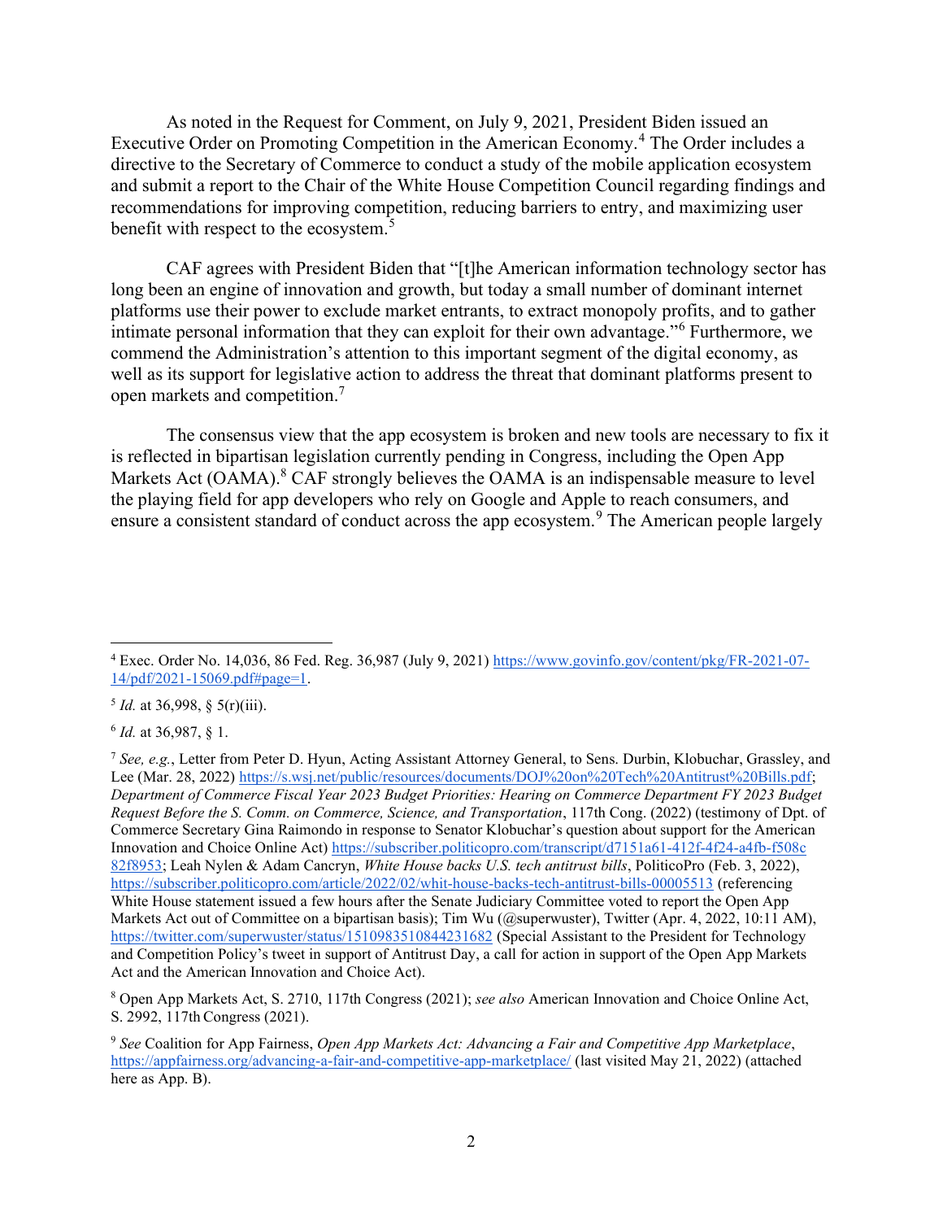As noted in the Request for Comment, on July 9, 2021, President Biden issued an Executive Order on Promoting Competition in the American Economy.[4] The Order includes a directive to the Secretary of Commerce to conduct a study of the mobile application ecosystem and submit a report to the Chair of the White House Competition Council regarding findings and recommendations for improving competition, reducing barriers to entry, and maximizing user benefit with respect to the ecosystem.[5]

CAF agrees with President Biden that "[t]he American information technology sector has long been an engine of innovation and growth, but today a small number of dominant internet platforms use their power to exclude market entrants, to extract monopoly profits, and to gather intimate personal information that they can exploit for their own advantage."[6] Furthermore, we commend the Administration's attention to this important segment of the digital economy, as well as its support for legislative action to address the threat that dominant platforms present to open markets and competition.[7]

The consensus view that the app ecosystem is broken and new tools are necessary to fix it is reflected in bipartisan legislation currently pending in Congress, including the Open App Markets Act (OAMA).[8] CAF strongly believes the OAMA is an indispensable measure to level the playing field for app developers who rely on Google and Apple to reach consumers, and ensure a consistent standard of conduct across the app ecosystem.[9] The American people largely

---

[4] Exec. Order No. 14,036, 86 Fed. Reg. 36,987 (July 9, 2021) https://www.govinfo.gov/content/pkg/FR-2021-07-14/pdf/2021-15069.pdf#page=1.

[5] *Id.* at 36,998, § 5(r)(iii).

[6] *Id.* at 36,987, § 1.

[7] *See, e.g.*, Letter from Peter D. Hyun, Acting Assistant Attorney General, to Sens. Durbin, Klobuchar, Grassley, and Lee (Mar. 28, 2022) https://s.wsj.net/public/resources/documents/DOJ%20on%20Tech%20Antitrust%20Bills.pdf; *Department of Commerce Fiscal Year 2023 Budget Priorities: Hearing on Commerce Department FY 2023 Budget Request Before the S. Comm. on Commerce, Science, and Transportation*, 117th Cong. (2022) (testimony of Dpt. of Commerce Secretary Gina Raimondo in response to Senator Klobuchar's question about support for the American Innovation and Choice Online Act) https://subscriber.politicopro.com/transcript/d7151a61-412f-4f24-a4fb-f508c82f8953; Leah Nylen & Adam Cancryn, *White House backs U.S. tech antitrust bills*, PoliticoPro (Feb. 3, 2022), https://subscriber.politicopro.com/article/2022/02/whit-house-backs-tech-antitrust-bills-00005513 (referencing White House statement issued a few hours after the Senate Judiciary Committee voted to report the Open App Markets Act out of Committee on a bipartisan basis); Tim Wu (@superwuster), Twitter (Apr. 4, 2022, 10:11 AM), https://twitter.com/superwuster/status/1510983510844231682 (Special Assistant to the President for Technology and Competition Policy's tweet in support of Antitrust Day, a call for action in support of the Open App Markets Act and the American Innovation and Choice Online Act).

[8] Open App Markets Act, S. 2710, 117th Congress (2021); *see also* American Innovation and Choice Online Act, S. 2992, 117th Congress (2021).

[9] *See* Coalition for App Fairness, *Open App Markets Act: Advancing a Fair and Competitive App Marketplace*, https://appfairness.org/advancing-a-fair-and-competitive-app-marketplace/ (last visited May 21, 2022) (attached here as App. B).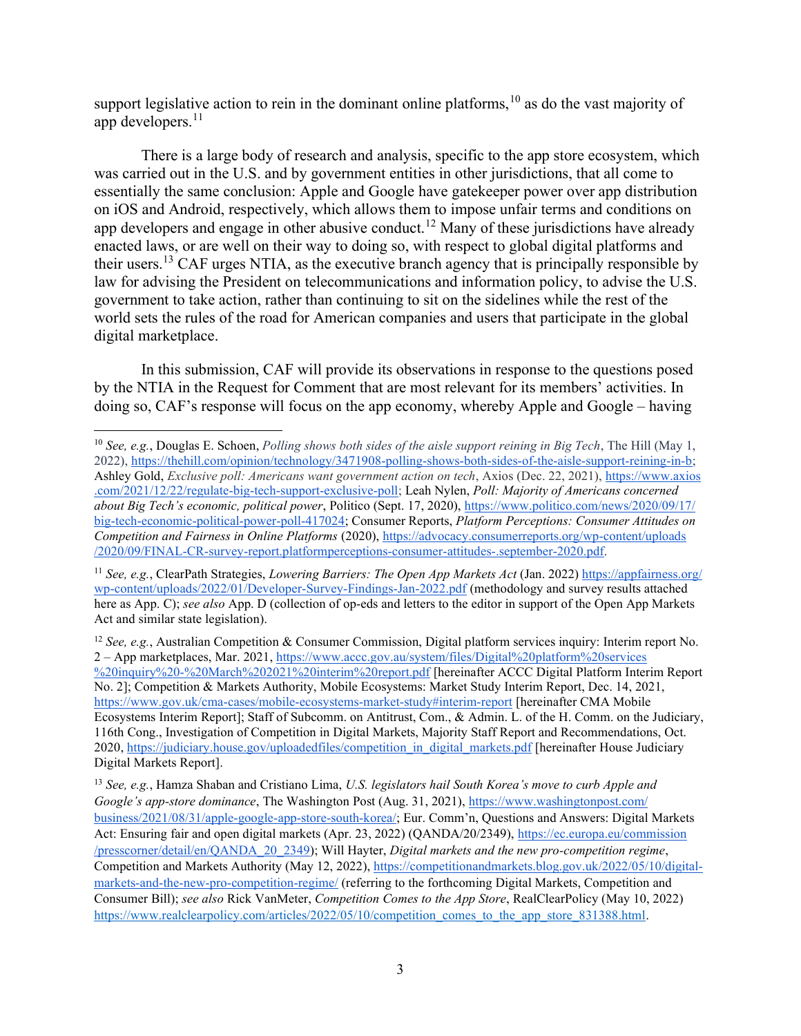support legislative action to rein in the dominant online platforms,[10] as do the vast majority of app developers.[11]

There is a large body of research and analysis, specific to the app store ecosystem, which was carried out in the U.S. and by government entities in other jurisdictions, that all come to essentially the same conclusion: Apple and Google have gatekeeper power over app distribution on iOS and Android, respectively, which allows them to impose unfair terms and conditions on app developers and engage in other abusive conduct.[12] Many of these jurisdictions have already enacted laws, or are well on their way to doing so, with respect to global digital platforms and their users.[13] CAF urges NTIA, as the executive branch agency that is principally responsible by law for advising the President on telecommunications and information policy, to advise the U.S. government to take action, rather than continuing to sit on the sidelines while the rest of the world sets the rules of the road for American companies and users that participate in the global digital marketplace.

In this submission, CAF will provide its observations in response to the questions posed by the NTIA in the Request for Comment that are most relevant for its members' activities. In doing so, CAF's response will focus on the app economy, whereby Apple and Google – having

---

[10] *See, e.g.*, Douglas E. Schoen, *Polling shows both sides of the aisle support reining in Big Tech*, The Hill (May 1, 2022), https://thehill.com/opinion/technology/3471908-polling-shows-both-sides-of-the-aisle-support-reining-in-b; Ashley Gold, *Exclusive poll: Americans want government action on tech*, Axios (Dec. 22, 2021), https://www.axios.com/2021/12/22/regulate-big-tech-support-exclusive-poll; Leah Nylen, *Poll: Majority of Americans concerned about Big Tech's economic, political power*, Politico (Sept. 17, 2020), https://www.politico.com/news/2020/09/17/big-tech-economic-political-power-poll-417024; Consumer Reports, *Platform Perceptions: Consumer Attitudes on Competition and Fairness in Online Platforms* (2020), https://advocacy.consumerreports.org/wp-content/uploads/2020/09/FINAL-CR-survey-report.platformperceptions-consumer-attitudes-.september-2020.pdf.

[11] *See, e.g.*, ClearPath Strategies, *Lowering Barriers: The Open App Markets Act* (Jan. 2022) https://appfairness.org/wp-content/uploads/2022/01/Developer-Survey-Findings-Jan-2022.pdf (methodology and survey results attached here as App. C); *see also* App. D (collection of op-eds and letters to the editor in support of the Open App Markets Act and similar state legislation).

[12] *See, e.g.*, Australian Competition & Consumer Commission, Digital platform services inquiry: Interim report No. 2 – App marketplaces, Mar. 2021, https://www.accc.gov.au/system/files/Digital%20platform%20services%20inquiry%20-%20March%202021%20interim%20report.pdf [hereinafter ACCC Digital Platform Interim Report No. 2]; Competition & Markets Authority, Mobile Ecosystems: Market Study Interim Report, Dec. 14, 2021, https://www.gov.uk/cma-cases/mobile-ecosystems-market-study#interim-report [hereinafter CMA Mobile Ecosystems Interim Report]; Staff of Subcomm. on Antitrust, Com., & Admin. L. of the H. Comm. on the Judiciary, 116th Cong., Investigation of Competition in Digital Markets, Majority Staff Report and Recommendations, Oct. 2020, https://judiciary.house.gov/uploadedfiles/competition_in_digital_markets.pdf [hereinafter House Judiciary Digital Markets Report].

[13] *See, e.g.*, Hamza Shaban and Cristiano Lima, *U.S. legislators hail South Korea's move to curb Apple and Google's app-store dominance*, The Washington Post (Aug. 31, 2021), https://www.washingtonpost.com/business/2021/08/31/apple-google-app-store-south-korea/; Eur. Comm'n, Questions and Answers: Digital Markets Act: Ensuring fair and open digital markets (Apr. 23, 2022) (QANDA/20/2349), https://ec.europa.eu/commission/presscorner/detail/en/QANDA_20_2349); Will Hayter, *Digital markets and the new pro-competition regime*, Competition and Markets Authority (May 12, 2022), https://competitionandmarkets.blog.gov.uk/2022/05/10/digital-markets-and-the-new-pro-competition-regime/ (referring to the forthcoming Digital Markets, Competition and Consumer Bill); *see also* Rick VanMeter, *Competition Comes to the App Store*, RealClearPolicy (May 10, 2022) https://www.realclearpolicy.com/articles/2022/05/10/competition_comes_to_the_app_store_831388.html.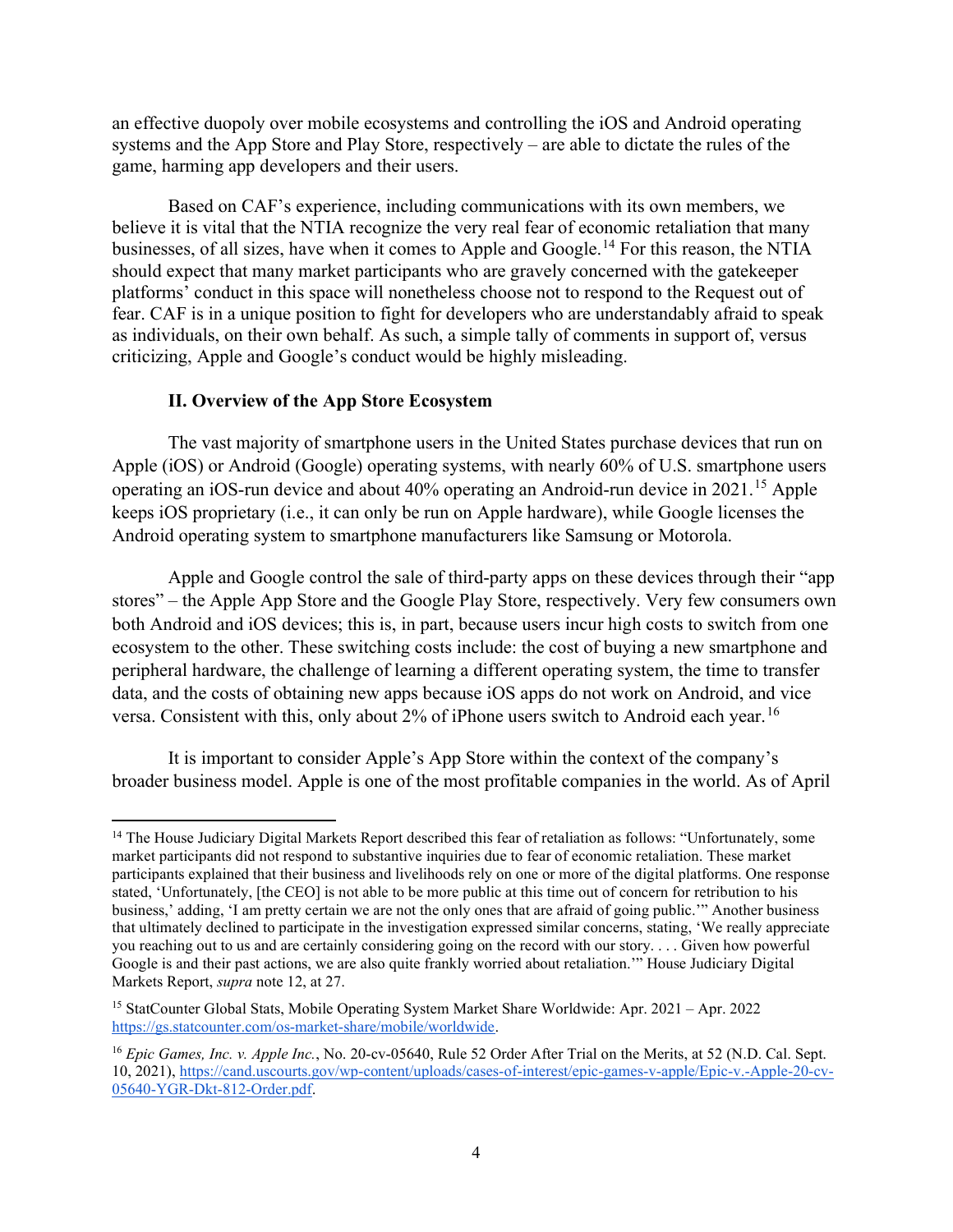an effective duopoly over mobile ecosystems and controlling the iOS and Android operating systems and the App Store and Play Store, respectively – are able to dictate the rules of the game, harming app developers and their users.

Based on CAF's experience, including communications with its own members, we believe it is vital that the NTIA recognize the very real fear of economic retaliation that many businesses, of all sizes, have when it comes to Apple and Google.[14] For this reason, the NTIA should expect that many market participants who are gravely concerned with the gatekeeper platforms' conduct in this space will nonetheless choose not to respond to the Request out of fear. CAF is in a unique position to fight for developers who are understandably afraid to speak as individuals, on their own behalf. As such, a simple tally of comments in support of, versus criticizing, Apple and Google's conduct would be highly misleading.

### II. Overview of the App Store Ecosystem

The vast majority of smartphone users in the United States purchase devices that run on Apple (iOS) or Android (Google) operating systems, with nearly 60% of U.S. smartphone users operating an iOS-run device and about 40% operating an Android-run device in 2021.[15] Apple keeps iOS proprietary (i.e., it can only be run on Apple hardware), while Google licenses the Android operating system to smartphone manufacturers like Samsung or Motorola.

Apple and Google control the sale of third-party apps on these devices through their "app stores" – the Apple App Store and the Google Play Store, respectively. Very few consumers own both Android and iOS devices; this is, in part, because users incur high costs to switch from one ecosystem to the other. These switching costs include: the cost of buying a new smartphone and peripheral hardware, the challenge of learning a different operating system, the time to transfer data, and the costs of obtaining new apps because iOS apps do not work on Android, and vice versa. Consistent with this, only about 2% of iPhone users switch to Android each year.[16]

It is important to consider Apple's App Store within the context of the company's broader business model. Apple is one of the most profitable companies in the world. As of April

---

[14] The House Judiciary Digital Markets Report described this fear of retaliation as follows: "Unfortunately, some market participants did not respond to substantive inquiries due to fear of economic retaliation. These market participants explained that their business and livelihoods rely on one or more of the digital platforms. One response stated, 'Unfortunately, [the CEO] is not able to be more public at this time out of concern for retribution to his business,' adding, 'I am pretty certain we are not the only ones that are afraid of going public.'" Another business that ultimately declined to participate in the investigation expressed similar concerns, stating, 'We really appreciate you reaching out to us and are certainly considering going on the record with our story. . . . Given how powerful Google is and their past actions, we are also quite frankly worried about retaliation.'" House Judiciary Digital Markets Report, *supra* note 12, at 27.

[15] StatCounter Global Stats, Mobile Operating System Market Share Worldwide: Apr. 2021 – Apr. 2022 https://gs.statcounter.com/os-market-share/mobile/worldwide.

[16] *Epic Games, Inc. v. Apple Inc.*, No. 20-cv-05640, Rule 52 Order After Trial on the Merits, at 52 (N.D. Cal. Sept. 10, 2021), https://cand.uscourts.gov/wp-content/uploads/cases-of-interest/epic-games-v-apple/Epic-v.-Apple-20-cv-05640-YGR-Dkt-812-Order.pdf.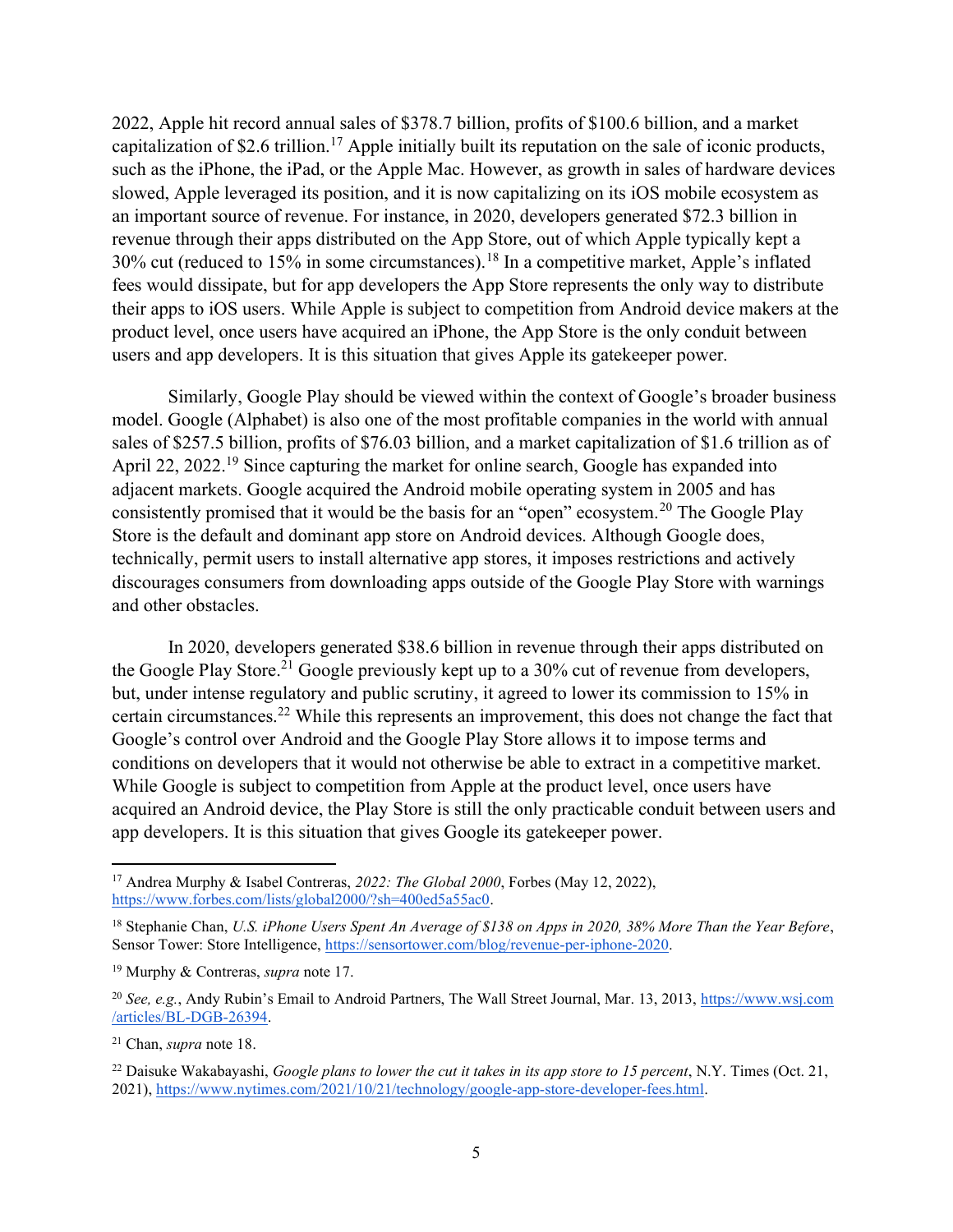2022, Apple hit record annual sales of $378.7 billion, profits of $100.6 billion, and a market capitalization of $2.6 trillion.[17] Apple initially built its reputation on the sale of iconic products, such as the iPhone, the iPad, or the Apple Mac. However, as growth in sales of hardware devices slowed, Apple leveraged its position, and it is now capitalizing on its iOS mobile ecosystem as an important source of revenue. For instance, in 2020, developers generated $72.3 billion in revenue through their apps distributed on the App Store, out of which Apple typically kept a 30% cut (reduced to 15% in some circumstances).[18] In a competitive market, Apple's inflated fees would dissipate, but for app developers the App Store represents the only way to distribute their apps to iOS users. While Apple is subject to competition from Android device makers at the product level, once users have acquired an iPhone, the App Store is the only conduit between users and app developers. It is this situation that gives Apple its gatekeeper power.

Similarly, Google Play should be viewed within the context of Google's broader business model. Google (Alphabet) is also one of the most profitable companies in the world with annual sales of $257.5 billion, profits of $76.03 billion, and a market capitalization of $1.6 trillion as of April 22, 2022.[19] Since capturing the market for online search, Google has expanded into adjacent markets. Google acquired the Android mobile operating system in 2005 and has consistently promised that it would be the basis for an "open" ecosystem.[20] The Google Play Store is the default and dominant app store on Android devices. Although Google does, technically, permit users to install alternative app stores, it imposes restrictions and actively discourages consumers from downloading apps outside of the Google Play Store with warnings and other obstacles.

In 2020, developers generated $38.6 billion in revenue through their apps distributed on the Google Play Store.[21] Google previously kept up to a 30% cut of revenue from developers, but, under intense regulatory and public scrutiny, it agreed to lower its commission to 15% in certain circumstances.[22] While this represents an improvement, this does not change the fact that Google's control over Android and the Google Play Store allows it to impose terms and conditions on developers that it would not otherwise be able to extract in a competitive market. While Google is subject to competition from Apple at the product level, once users have acquired an Android device, the Play Store is still the only practicable conduit between users and app developers. It is this situation that gives Google its gatekeeper power.

---

[17] Andrea Murphy & Isabel Contreras, *2022: The Global 2000*, Forbes (May 12, 2022), https://www.forbes.com/lists/global2000/?sh=400ed5a55ac0.

[18] Stephanie Chan, *U.S. iPhone Users Spent An Average of $138 on Apps in 2020, 38% More Than the Year Before*, Sensor Tower: Store Intelligence, https://sensortower.com/blog/revenue-per-iphone-2020.

[19] Murphy & Contreras, *supra* note 17.

[20] *See, e.g.*, Andy Rubin's Email to Android Partners, The Wall Street Journal, Mar. 13, 2013, https://www.wsj.com/articles/BL-DGB-26394.

[21] Chan, *supra* note 18.

[22] Daisuke Wakabayashi, *Google plans to lower the cut it takes in its app store to 15 percent*, N.Y. Times (Oct. 21, 2021), https://www.nytimes.com/2021/10/21/technology/google-app-store-developer-fees.html.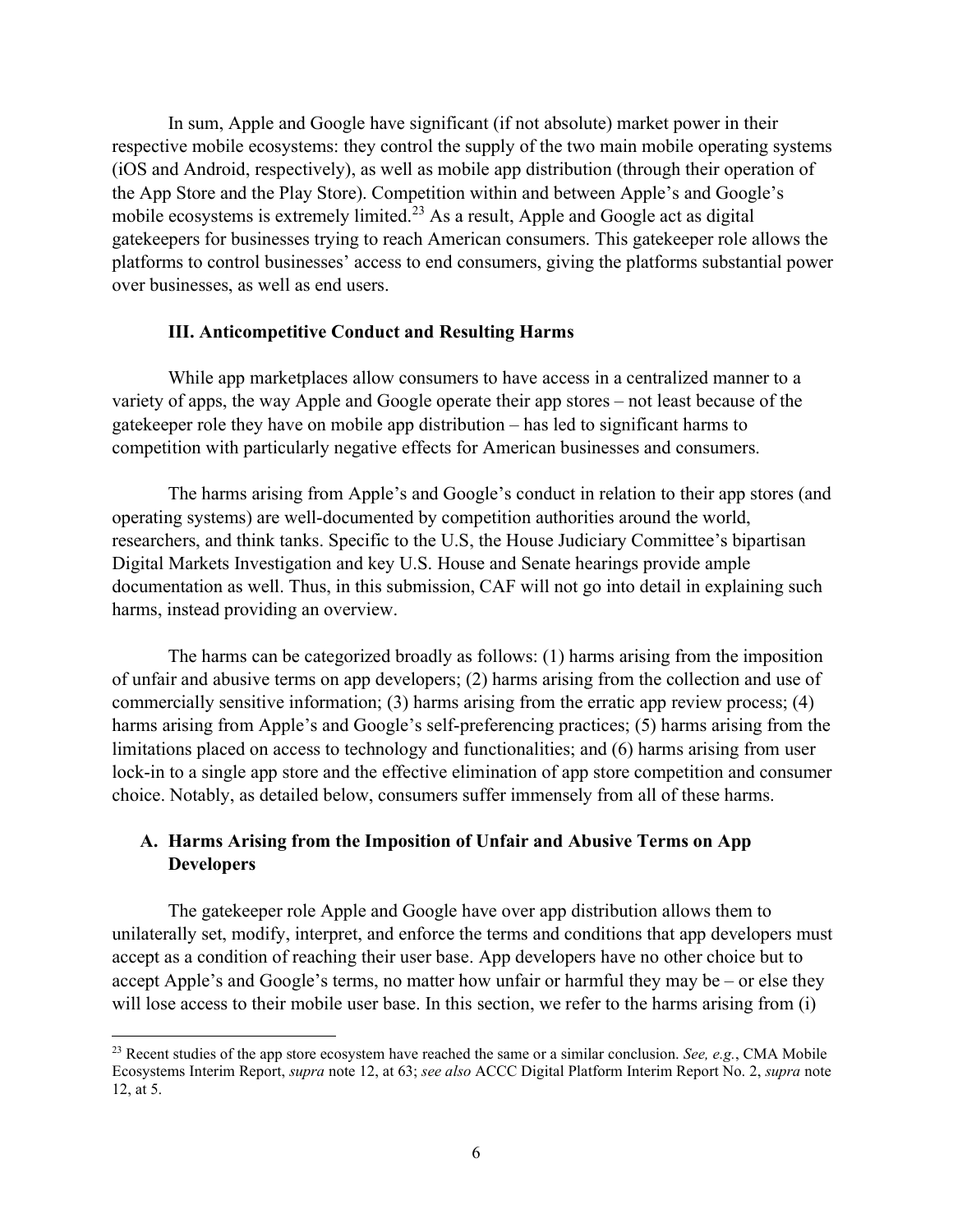In sum, Apple and Google have significant (if not absolute) market power in their respective mobile ecosystems: they control the supply of the two main mobile operating systems (iOS and Android, respectively), as well as mobile app distribution (through their operation of the App Store and the Play Store). Competition within and between Apple's and Google's mobile ecosystems is extremely limited.[23] As a result, Apple and Google act as digital gatekeepers for businesses trying to reach American consumers. This gatekeeper role allows the platforms to control businesses' access to end consumers, giving the platforms substantial power over businesses, as well as end users.

### III. Anticompetitive Conduct and Resulting Harms

While app marketplaces allow consumers to have access in a centralized manner to a variety of apps, the way Apple and Google operate their app stores – not least because of the gatekeeper role they have on mobile app distribution – has led to significant harms to competition with particularly negative effects for American businesses and consumers.

The harms arising from Apple's and Google's conduct in relation to their app stores (and operating systems) are well-documented by competition authorities around the world, researchers, and think tanks. Specific to the U.S, the House Judiciary Committee's bipartisan Digital Markets Investigation and key U.S. House and Senate hearings provide ample documentation as well. Thus, in this submission, CAF will not go into detail in explaining such harms, instead providing an overview.

The harms can be categorized broadly as follows: (1) harms arising from the imposition of unfair and abusive terms on app developers; (2) harms arising from the collection and use of commercially sensitive information; (3) harms arising from the erratic app review process; (4) harms arising from Apple's and Google's self-preferencing practices; (5) harms arising from the limitations placed on access to technology and functionalities; and (6) harms arising from user lock-in to a single app store and the effective elimination of app store competition and consumer choice. Notably, as detailed below, consumers suffer immensely from all of these harms.

#### A. Harms Arising from the Imposition of Unfair and Abusive Terms on App Developers

The gatekeeper role Apple and Google have over app distribution allows them to unilaterally set, modify, interpret, and enforce the terms and conditions that app developers must accept as a condition of reaching their user base. App developers have no other choice but to accept Apple's and Google's terms, no matter how unfair or harmful they may be – or else they will lose access to their mobile user base. In this section, we refer to the harms arising from (i)

---

[23] Recent studies of the app store ecosystem have reached the same or a similar conclusion. *See, e.g.*, CMA Mobile Ecosystems Interim Report, *supra* note 12, at 63; *see also* ACCC Digital Platform Interim Report No. 2, *supra* note 12, at 5.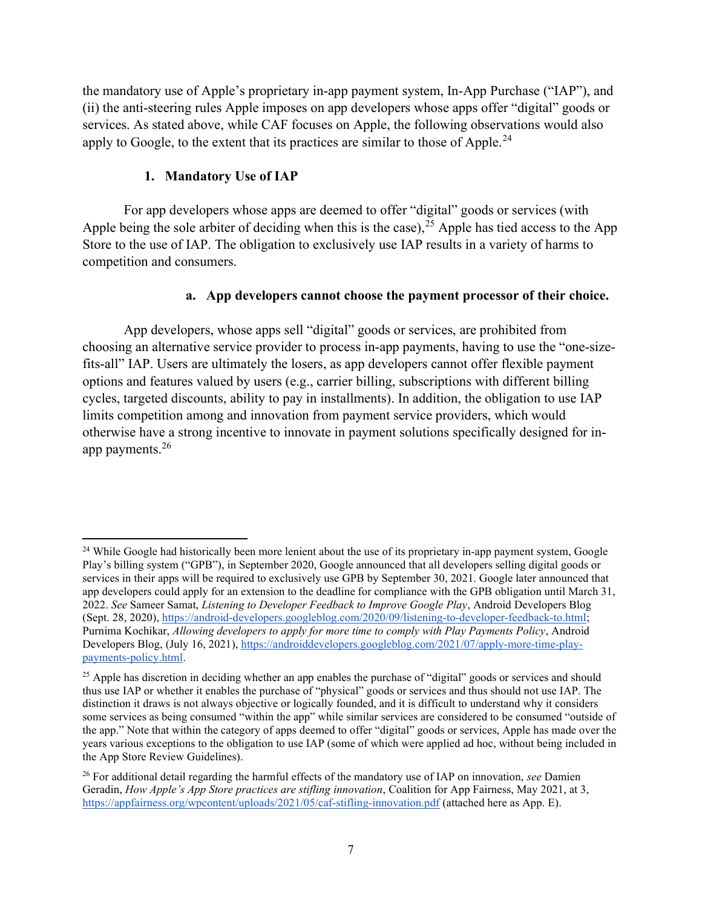the mandatory use of Apple's proprietary in-app payment system, In-App Purchase ("IAP"), and (ii) the anti-steering rules Apple imposes on app developers whose apps offer "digital" goods or services. As stated above, while CAF focuses on Apple, the following observations would also apply to Google, to the extent that its practices are similar to those of Apple.[24]

### 1. Mandatory Use of IAP

For app developers whose apps are deemed to offer "digital" goods or services (with Apple being the sole arbiter of deciding when this is the case),[25] Apple has tied access to the App Store to the use of IAP. The obligation to exclusively use IAP results in a variety of harms to competition and consumers.

#### a. App developers cannot choose the payment processor of their choice.

App developers, whose apps sell "digital" goods or services, are prohibited from choosing an alternative service provider to process in-app payments, having to use the "one-size-fits-all" IAP. Users are ultimately the losers, as app developers cannot offer flexible payment options and features valued by users (e.g., carrier billing, subscriptions with different billing cycles, targeted discounts, ability to pay in installments). In addition, the obligation to use IAP limits competition among and innovation from payment service providers, which would otherwise have a strong incentive to innovate in payment solutions specifically designed for in-app payments.[26]

---

[24] While Google had historically been more lenient about the use of its proprietary in-app payment system, Google Play's billing system ("GPB"), in September 2020, Google announced that all developers selling digital goods or services in their apps will be required to exclusively use GPB by September 30, 2021. Google later announced that app developers could apply for an extension to the deadline for compliance with the GPB obligation until March 31, 2022. *See* Sameer Samat, *Listening to Developer Feedback to Improve Google Play*, Android Developers Blog (Sept. 28, 2020), https://android-developers.googleblog.com/2020/09/listening-to-developer-feedback-to.html; Purnima Kochikar, *Allowing developers to apply for more time to comply with Play Payments Policy*, Android Developers Blog, (July 16, 2021), https://androiddevelopers.googleblog.com/2021/07/apply-more-time-play-payments-policy.html.

[25] Apple has discretion in deciding whether an app enables the purchase of "digital" goods or services and should thus use IAP or whether it enables the purchase of "physical" goods or services and thus should not use IAP. The distinction it draws is not always objective or logically founded, and it is difficult to understand why it considers some services as being consumed "within the app" while similar services are considered to be consumed "outside of the app." Note that within the category of apps deemed to offer "digital" goods or services, Apple has made over the years various exceptions to the obligation to use IAP (some of which were applied ad hoc, without being included in the App Store Review Guidelines).

[26] For additional detail regarding the harmful effects of the mandatory use of IAP on innovation, *see* Damien Geradin, *How Apple's App Store practices are stifling innovation*, Coalition for App Fairness, May 2021, at 3, https://appfairness.org/wpcontent/uploads/2021/05/caf-stifling-innovation.pdf (attached here as App. E).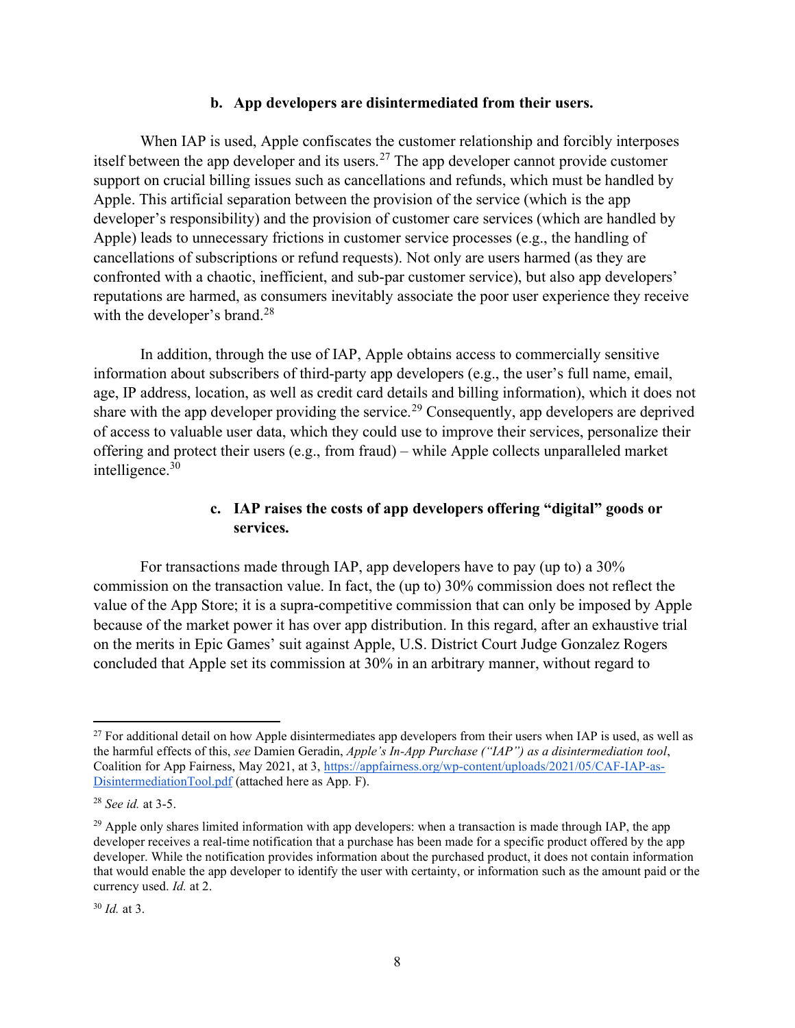#### b. App developers are disintermediated from their users.

When IAP is used, Apple confiscates the customer relationship and forcibly interposes itself between the app developer and its users.[27] The app developer cannot provide customer support on crucial billing issues such as cancellations and refunds, which must be handled by Apple. This artificial separation between the provision of the service (which is the app developer's responsibility) and the provision of customer care services (which are handled by Apple) leads to unnecessary frictions in customer service processes (e.g., the handling of cancellations of subscriptions or refund requests). Not only are users harmed (as they are confronted with a chaotic, inefficient, and sub-par customer service), but also app developers' reputations are harmed, as consumers inevitably associate the poor user experience they receive with the developer's brand.[28]

In addition, through the use of IAP, Apple obtains access to commercially sensitive information about subscribers of third-party app developers (e.g., the user's full name, email, age, IP address, location, as well as credit card details and billing information), which it does not share with the app developer providing the service.[29] Consequently, app developers are deprived of access to valuable user data, which they could use to improve their services, personalize their offering and protect their users (e.g., from fraud) – while Apple collects unparalleled market intelligence.[30]

#### c. IAP raises the costs of app developers offering "digital" goods or services.

For transactions made through IAP, app developers have to pay (up to) a 30% commission on the transaction value. In fact, the (up to) 30% commission does not reflect the value of the App Store; it is a supra-competitive commission that can only be imposed by Apple because of the market power it has over app distribution. In this regard, after an exhaustive trial on the merits in Epic Games' suit against Apple, U.S. District Court Judge Gonzalez Rogers concluded that Apple set its commission at 30% in an arbitrary manner, without regard to

---

[27] For additional detail on how Apple disintermediates app developers from their users when IAP is used, as well as the harmful effects of this, *see* Damien Geradin, *Apple's In-App Purchase ("IAP") as a disintermediation tool*, Coalition for App Fairness, May 2021, at 3, https://appfairness.org/wp-content/uploads/2021/05/CAF-IAP-as-DisintermediationTool.pdf (attached here as App. F).

[28] *See id.* at 3-5.

[29] Apple only shares limited information with app developers: when a transaction is made through IAP, the app developer receives a real-time notification that a purchase has been made for a specific product offered by the app developer. While the notification provides information about the purchased product, it does not contain information that would enable the app developer to identify the user with certainty, or information such as the amount paid or the currency used. *Id.* at 2.

[30] *Id.* at 3.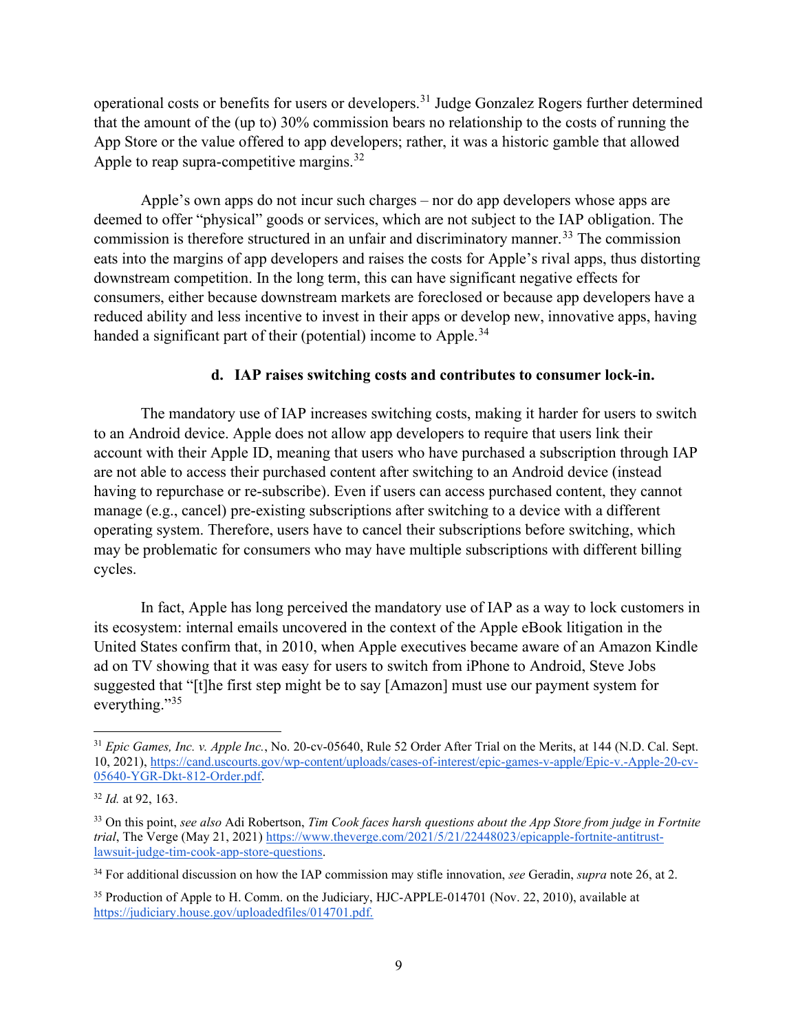operational costs or benefits for users or developers.[31] Judge Gonzalez Rogers further determined that the amount of the (up to) 30% commission bears no relationship to the costs of running the App Store or the value offered to app developers; rather, it was a historic gamble that allowed Apple to reap supra-competitive margins.[32]

Apple's own apps do not incur such charges – nor do app developers whose apps are deemed to offer "physical" goods or services, which are not subject to the IAP obligation. The commission is therefore structured in an unfair and discriminatory manner.[33] The commission eats into the margins of app developers and raises the costs for Apple's rival apps, thus distorting downstream competition. In the long term, this can have significant negative effects for consumers, either because downstream markets are foreclosed or because app developers have a reduced ability and less incentive to invest in their apps or develop new, innovative apps, having handed a significant part of their (potential) income to Apple.[34]

#### d. IAP raises switching costs and contributes to consumer lock-in.

The mandatory use of IAP increases switching costs, making it harder for users to switch to an Android device. Apple does not allow app developers to require that users link their account with their Apple ID, meaning that users who have purchased a subscription through IAP are not able to access their purchased content after switching to an Android device (instead having to repurchase or re-subscribe). Even if users can access purchased content, they cannot manage (e.g., cancel) pre-existing subscriptions after switching to a device with a different operating system. Therefore, users have to cancel their subscriptions before switching, which may be problematic for consumers who may have multiple subscriptions with different billing cycles.

In fact, Apple has long perceived the mandatory use of IAP as a way to lock customers in its ecosystem: internal emails uncovered in the context of the Apple eBook litigation in the United States confirm that, in 2010, when Apple executives became aware of an Amazon Kindle ad on TV showing that it was easy for users to switch from iPhone to Android, Steve Jobs suggested that "[t]he first step might be to say [Amazon] must use our payment system for everything."[35]

---

[31] *Epic Games, Inc. v. Apple Inc.*, No. 20-cv-05640, Rule 52 Order After Trial on the Merits, at 144 (N.D. Cal. Sept. 10, 2021), https://cand.uscourts.gov/wp-content/uploads/cases-of-interest/epic-games-v-apple/Epic-v.-Apple-20-cv-05640-YGR-Dkt-812-Order.pdf.

[32] *Id.* at 92, 163.

[33] On this point, *see also* Adi Robertson, *Tim Cook faces harsh questions about the App Store from judge in Fortnite trial*, The Verge (May 21, 2021) https://www.theverge.com/2021/5/21/22448023/epicapple-fortnite-antitrust-lawsuit-judge-tim-cook-app-store-questions.

[34] For additional discussion on how the IAP commission may stifle innovation, *see* Geradin, *supra* note 26, at 2.

[35] Production of Apple to H. Comm. on the Judiciary, HJC-APPLE-014701 (Nov. 22, 2010), available at https://judiciary.house.gov/uploadedfiles/014701.pdf.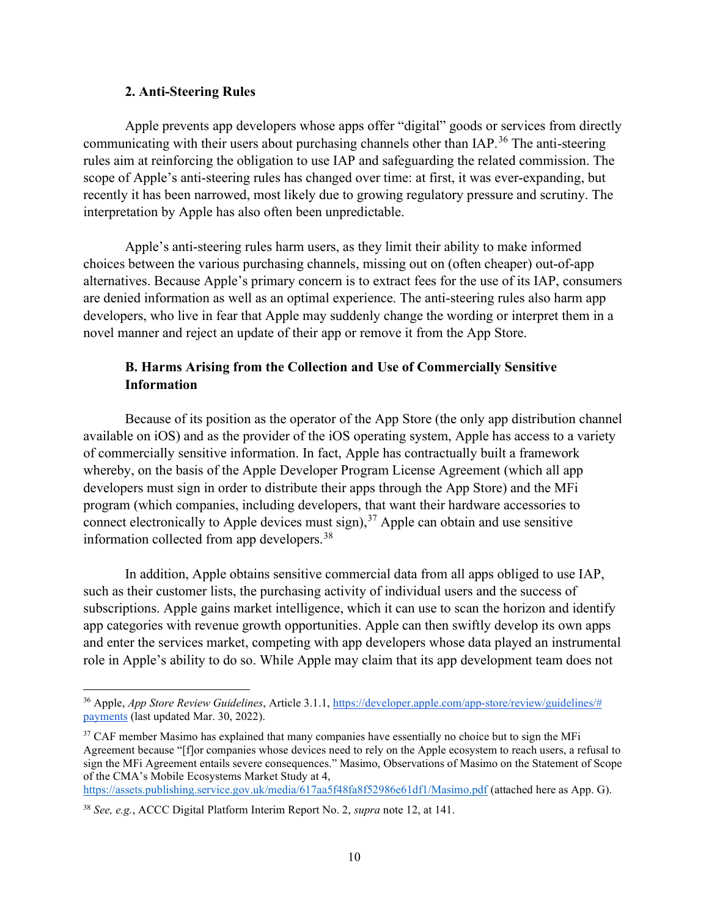### 2. Anti-Steering Rules

Apple prevents app developers whose apps offer "digital" goods or services from directly communicating with their users about purchasing channels other than IAP.[36] The anti-steering rules aim at reinforcing the obligation to use IAP and safeguarding the related commission. The scope of Apple's anti-steering rules has changed over time: at first, it was ever-expanding, but recently it has been narrowed, most likely due to growing regulatory pressure and scrutiny. The interpretation by Apple has also often been unpredictable.

Apple's anti-steering rules harm users, as they limit their ability to make informed choices between the various purchasing channels, missing out on (often cheaper) out-of-app alternatives. Because Apple's primary concern is to extract fees for the use of its IAP, consumers are denied information as well as an optimal experience. The anti-steering rules also harm app developers, who live in fear that Apple may suddenly change the wording or interpret them in a novel manner and reject an update of their app or remove it from the App Store.

### B. Harms Arising from the Collection and Use of Commercially Sensitive Information

Because of its position as the operator of the App Store (the only app distribution channel available on iOS) and as the provider of the iOS operating system, Apple has access to a variety of commercially sensitive information. In fact, Apple has contractually built a framework whereby, on the basis of the Apple Developer Program License Agreement (which all app developers must sign in order to distribute their apps through the App Store) and the MFi program (which companies, including developers, that want their hardware accessories to connect electronically to Apple devices must sign),[37] Apple can obtain and use sensitive information collected from app developers.[38]

In addition, Apple obtains sensitive commercial data from all apps obliged to use IAP, such as their customer lists, the purchasing activity of individual users and the success of subscriptions. Apple gains market intelligence, which it can use to scan the horizon and identify app categories with revenue growth opportunities. Apple can then swiftly develop its own apps and enter the services market, competing with app developers whose data played an instrumental role in Apple's ability to do so. While Apple may claim that its app development team does not

---

[36] Apple, *App Store Review Guidelines*, Article 3.1.1, https://developer.apple.com/app-store/review/guidelines/#payments (last updated Mar. 30, 2022).

[37] CAF member Masimo has explained that many companies have essentially no choice but to sign the MFi Agreement because "[f]or companies whose devices need to rely on the Apple ecosystem to reach users, a refusal to sign the MFi Agreement entails severe consequences." Masimo, Observations of Masimo on the Statement of Scope of the CMA's Mobile Ecosystems Market Study at 4, https://assets.publishing.service.gov.uk/media/617aa5f48fa8f52986e61df1/Masimo.pdf (attached here as App. G).

[38] *See, e.g.*, ACCC Digital Platform Interim Report No. 2, *supra* note 12, at 141.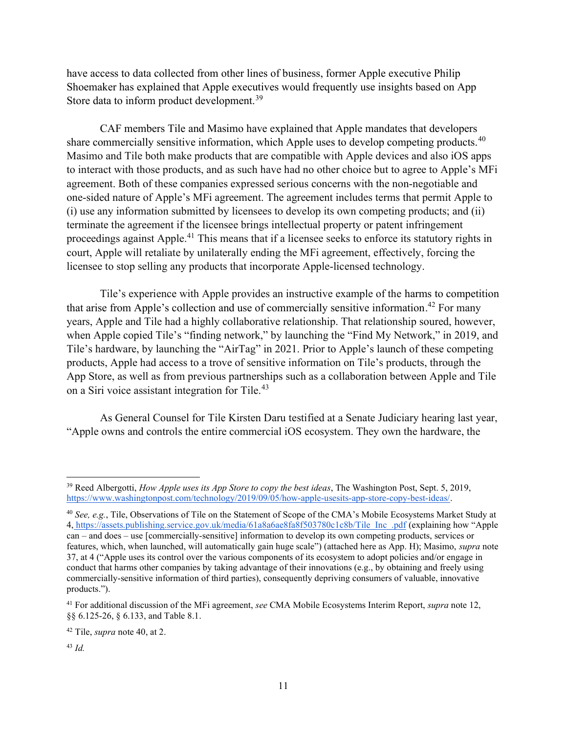have access to data collected from other lines of business, former Apple executive Philip Shoemaker has explained that Apple executives would frequently use insights based on App Store data to inform product development.[39]

CAF members Tile and Masimo have explained that Apple mandates that developers share commercially sensitive information, which Apple uses to develop competing products.[40] Masimo and Tile both make products that are compatible with Apple devices and also iOS apps to interact with those products, and as such have had no other choice but to agree to Apple's MFi agreement. Both of these companies expressed serious concerns with the non-negotiable and one-sided nature of Apple's MFi agreement. The agreement includes terms that permit Apple to (i) use any information submitted by licensees to develop its own competing products; and (ii) terminate the agreement if the licensee brings intellectual property or patent infringement proceedings against Apple.[41] This means that if a licensee seeks to enforce its statutory rights in court, Apple will retaliate by unilaterally ending the MFi agreement, effectively, forcing the licensee to stop selling any products that incorporate Apple-licensed technology.

Tile's experience with Apple provides an instructive example of the harms to competition that arise from Apple's collection and use of commercially sensitive information.[42] For many years, Apple and Tile had a highly collaborative relationship. That relationship soured, however, when Apple copied Tile's "finding network," by launching the "Find My Network," in 2019, and Tile's hardware, by launching the "AirTag" in 2021. Prior to Apple's launch of these competing products, Apple had access to a trove of sensitive information on Tile's products, through the App Store, as well as from previous partnerships such as a collaboration between Apple and Tile on a Siri voice assistant integration for Tile.[43]

As General Counsel for Tile Kirsten Daru testified at a Senate Judiciary hearing last year, "Apple owns and controls the entire commercial iOS ecosystem. They own the hardware, the

---

[39] Reed Albergotti, *How Apple uses its App Store to copy the best ideas*, The Washington Post, Sept. 5, 2019, https://www.washingtonpost.com/technology/2019/09/05/how-apple-usesits-app-store-copy-best-ideas/.

[40] *See, e.g.*, Tile, Observations of Tile on the Statement of Scope of the CMA's Mobile Ecosystems Market Study at 4, https://assets.publishing.service.gov.uk/media/61a8a6ae8fa8f503780c1c8b/Tile_Inc_.pdf (explaining how "Apple can – and does – use [commercially-sensitive] information to develop its own competing products, services or features, which, when launched, will automatically gain huge scale") (attached here as App. H); Masimo, *supra* note 37, at 4 ("Apple uses its control over the various components of its ecosystem to adopt policies and/or engage in conduct that harms other companies by taking advantage of their innovations (e.g., by obtaining and freely using commercially-sensitive information of third parties), consequently depriving consumers of valuable, innovative products.").

[41] For additional discussion of the MFi agreement, *see* CMA Mobile Ecosystems Interim Report, *supra* note 12, §§ 6.125-26, § 6.133, and Table 8.1.

[42] Tile, *supra* note 40, at 2.

[43] *Id.*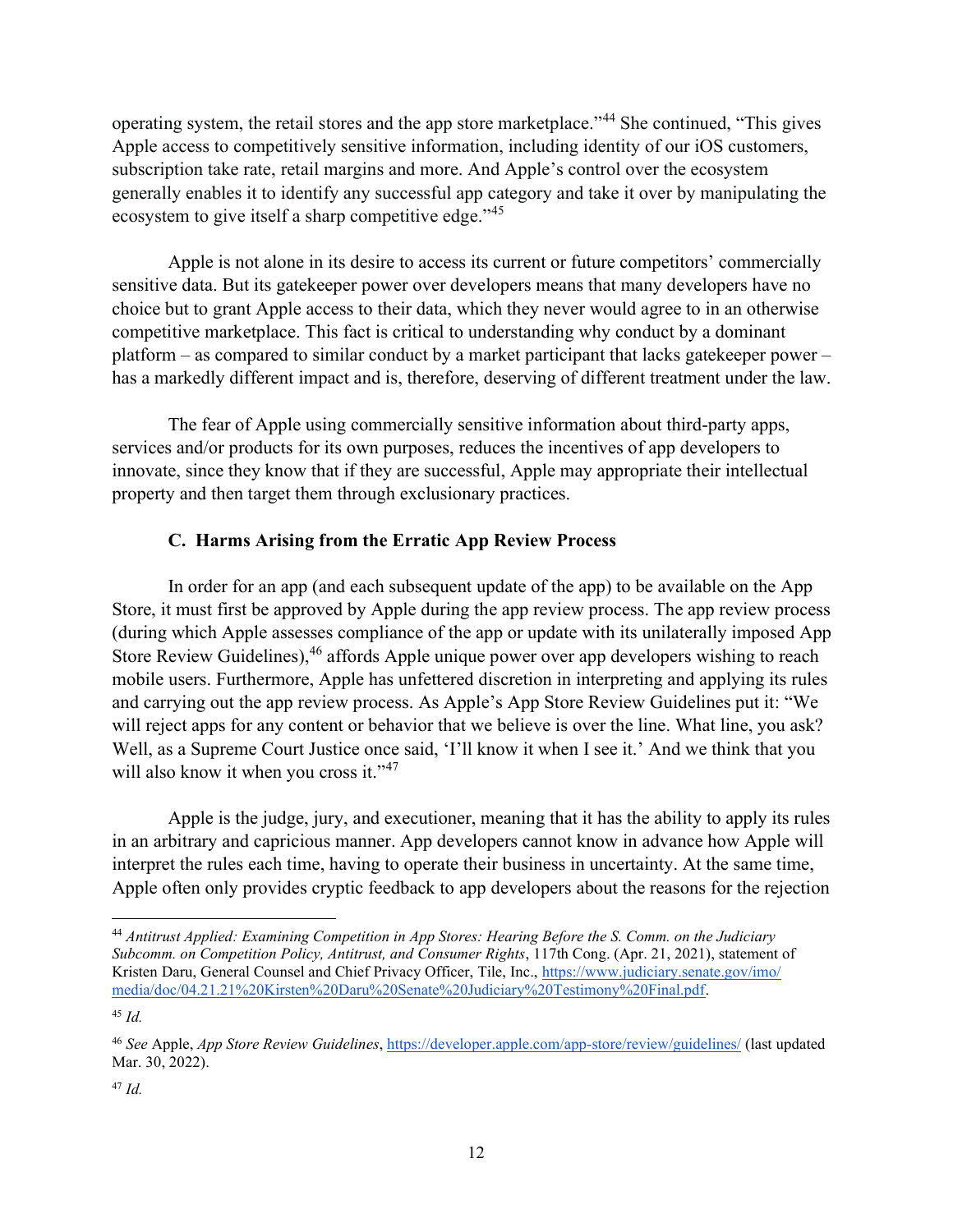operating system, the retail stores and the app store marketplace."[44] She continued, "This gives Apple access to competitively sensitive information, including identity of our iOS customers, subscription take rate, retail margins and more. And Apple's control over the ecosystem generally enables it to identify any successful app category and take it over by manipulating the ecosystem to give itself a sharp competitive edge."[45]

Apple is not alone in its desire to access its current or future competitors' commercially sensitive data. But its gatekeeper power over developers means that many developers have no choice but to grant Apple access to their data, which they never would agree to in an otherwise competitive marketplace. This fact is critical to understanding why conduct by a dominant platform – as compared to similar conduct by a market participant that lacks gatekeeper power – has a markedly different impact and is, therefore, deserving of different treatment under the law.

The fear of Apple using commercially sensitive information about third-party apps, services and/or products for its own purposes, reduces the incentives of app developers to innovate, since they know that if they are successful, Apple may appropriate their intellectual property and then target them through exclusionary practices.

### C. Harms Arising from the Erratic App Review Process

In order for an app (and each subsequent update of the app) to be available on the App Store, it must first be approved by Apple during the app review process. The app review process (during which Apple assesses compliance of the app or update with its unilaterally imposed App Store Review Guidelines),[46] affords Apple unique power over app developers wishing to reach mobile users. Furthermore, Apple has unfettered discretion in interpreting and applying its rules and carrying out the app review process. As Apple's App Store Review Guidelines put it: "We will reject apps for any content or behavior that we believe is over the line. What line, you ask? Well, as a Supreme Court Justice once said, 'I'll know it when I see it.' And we think that you will also know it when you cross it."[47]

Apple is the judge, jury, and executioner, meaning that it has the ability to apply its rules in an arbitrary and capricious manner. App developers cannot know in advance how Apple will interpret the rules each time, having to operate their business in uncertainty. At the same time, Apple often only provides cryptic feedback to app developers about the reasons for the rejection

---

[44] *Antitrust Applied: Examining Competition in App Stores: Hearing Before the S. Comm. on the Judiciary Subcomm. on Competition Policy, Antitrust, and Consumer Rights*, 117th Cong. (Apr. 21, 2021), statement of Kristen Daru, General Counsel and Chief Privacy Officer, Tile, Inc., https://www.judiciary.senate.gov/imo/media/doc/04.21.21%20Kirsten%20Daru%20Senate%20Judiciary%20Testimony%20Final.pdf.

[45] *Id.*

[46] *See* Apple, *App Store Review Guidelines*, https://developer.apple.com/app-store/review/guidelines/ (last updated Mar. 30, 2022).

[47] *Id.*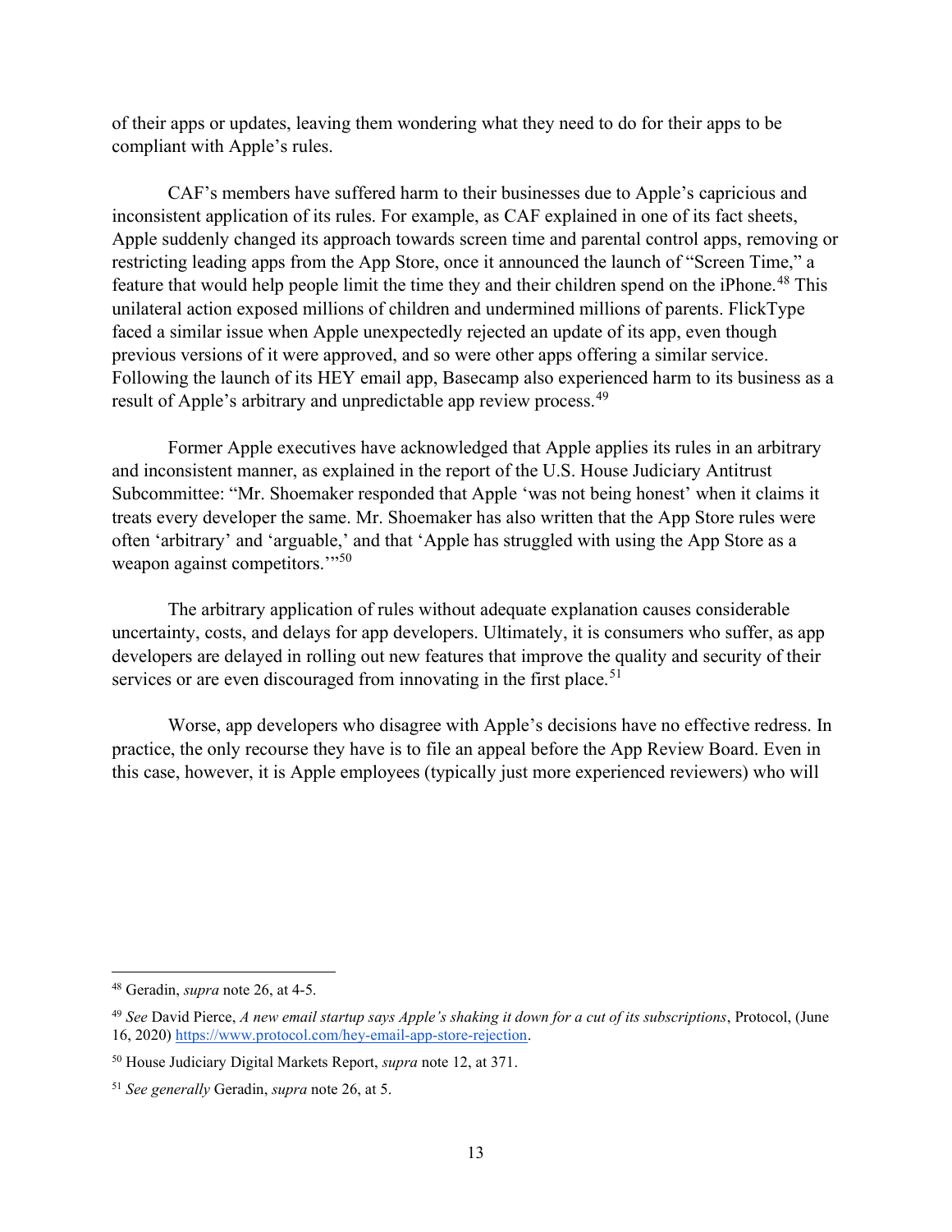of their apps or updates, leaving them wondering what they need to do for their apps to be compliant with Apple's rules.

CAF's members have suffered harm to their businesses due to Apple's capricious and inconsistent application of its rules. For example, as CAF explained in one of its fact sheets, Apple suddenly changed its approach towards screen time and parental control apps, removing or restricting leading apps from the App Store, once it announced the launch of "Screen Time," a feature that would help people limit the time they and their children spend on the iPhone.[48] This unilateral action exposed millions of children and undermined millions of parents. FlickType faced a similar issue when Apple unexpectedly rejected an update of its app, even though previous versions of it were approved, and so were other apps offering a similar service. Following the launch of its HEY email app, Basecamp also experienced harm to its business as a result of Apple's arbitrary and unpredictable app review process.[49]

Former Apple executives have acknowledged that Apple applies its rules in an arbitrary and inconsistent manner, as explained in the report of the U.S. House Judiciary Antitrust Subcommittee: "Mr. Shoemaker responded that Apple 'was not being honest' when it claims it treats every developer the same. Mr. Shoemaker has also written that the App Store rules were often 'arbitrary' and 'arguable,' and that 'Apple has struggled with using the App Store as a weapon against competitors.'"[50]

The arbitrary application of rules without adequate explanation causes considerable uncertainty, costs, and delays for app developers. Ultimately, it is consumers who suffer, as app developers are delayed in rolling out new features that improve the quality and security of their services or are even discouraged from innovating in the first place.[51]

Worse, app developers who disagree with Apple's decisions have no effective redress. In practice, the only recourse they have is to file an appeal before the App Review Board. Even in this case, however, it is Apple employees (typically just more experienced reviewers) who will

---

[48] Geradin, *supra* note 26, at 4-5.

[49] *See* David Pierce, *A new email startup says Apple's shaking it down for a cut of its subscriptions*, Protocol, (June 16, 2020) https://www.protocol.com/hey-email-app-store-rejection.

[50] House Judiciary Digital Markets Report, *supra* note 12, at 371.

[51] *See generally* Geradin, *supra* note 26, at 5.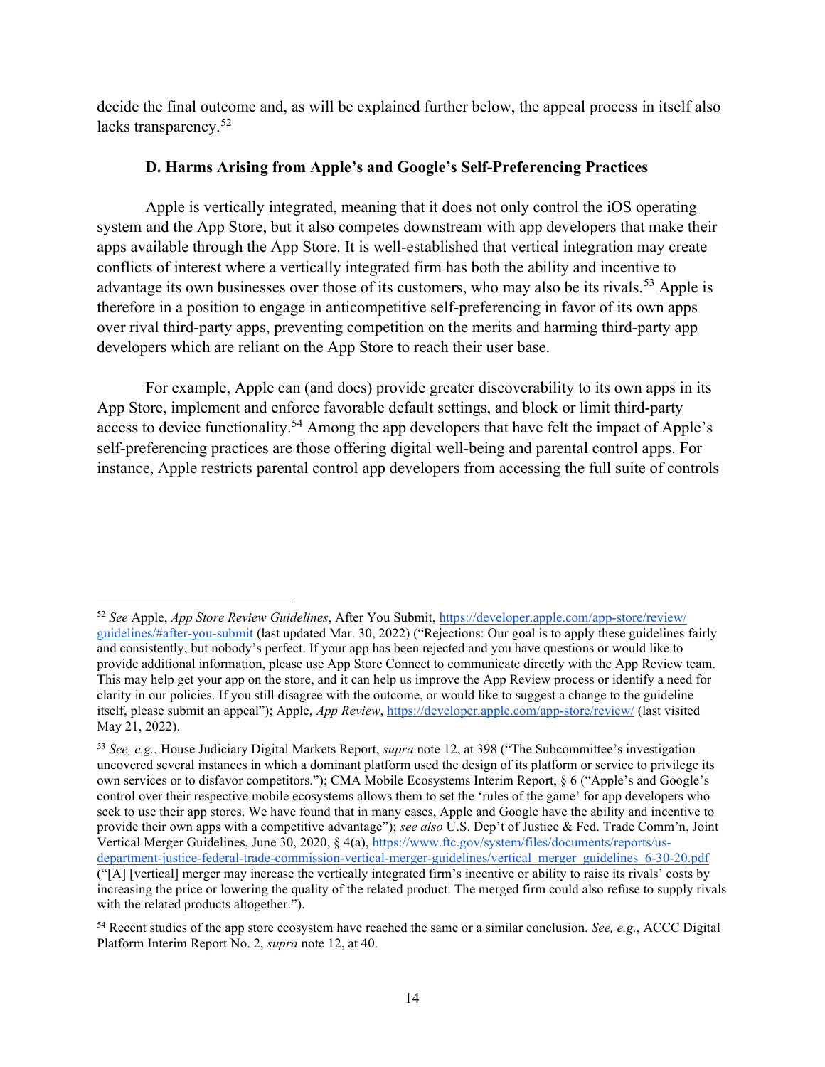decide the final outcome and, as will be explained further below, the appeal process in itself also lacks transparency.[52]

### D. Harms Arising from Apple's and Google's Self-Preferencing Practices

Apple is vertically integrated, meaning that it does not only control the iOS operating system and the App Store, but it also competes downstream with app developers that make their apps available through the App Store. It is well-established that vertical integration may create conflicts of interest where a vertically integrated firm has both the ability and incentive to advantage its own businesses over those of its customers, who may also be its rivals.[53] Apple is therefore in a position to engage in anticompetitive self-preferencing in favor of its own apps over rival third-party apps, preventing competition on the merits and harming third-party app developers which are reliant on the App Store to reach their user base.

For example, Apple can (and does) provide greater discoverability to its own apps in its App Store, implement and enforce favorable default settings, and block or limit third-party access to device functionality.[54] Among the app developers that have felt the impact of Apple's self-preferencing practices are those offering digital well-being and parental control apps. For instance, Apple restricts parental control app developers from accessing the full suite of controls

---

[52] *See* Apple, *App Store Review Guidelines*, After You Submit, https://developer.apple.com/app-store/review/guidelines/#after-you-submit (last updated Mar. 30, 2022) ("Rejections: Our goal is to apply these guidelines fairly and consistently, but nobody's perfect. If your app has been rejected and you have questions or would like to provide additional information, please use App Store Connect to communicate directly with the App Review team. This may help get your app on the store, and it can help us improve the App Review process or identify a need for clarity in our policies. If you still disagree with the outcome, or would like to suggest a change to the guideline itself, please submit an appeal"); Apple, *App Review*, https://developer.apple.com/app-store/review/ (last visited May 21, 2022).

[53] *See, e.g.*, House Judiciary Digital Markets Report, *supra* note 12, at 398 ("The Subcommittee's investigation uncovered several instances in which a dominant platform used the design of its platform or service to privilege its own services or to disfavor competitors."); CMA Mobile Ecosystems Interim Report, § 6 ("Apple's and Google's control over their respective mobile ecosystems allows them to set the 'rules of the game' for app developers who seek to use their app stores. We have found that in many cases, Apple and Google have the ability and incentive to provide their own apps with a competitive advantage"); *see also* U.S. Dep't of Justice & Fed. Trade Comm'n, Joint Vertical Merger Guidelines, June 30, 2020, § 4(a), https://www.ftc.gov/system/files/documents/reports/us-department-justice-federal-trade-commission-vertical-merger-guidelines/vertical_merger_guidelines_6-30-20.pdf ("[A] [vertical] merger may increase the vertically integrated firm's incentive or ability to raise its rivals' costs by increasing the price or lowering the quality of the related product. The merged firm could also refuse to supply rivals with the related products altogether.").

[54] Recent studies of the app store ecosystem have reached the same or a similar conclusion. *See, e.g.*, ACCC Digital Platform Interim Report No. 2, *supra* note 12, at 40.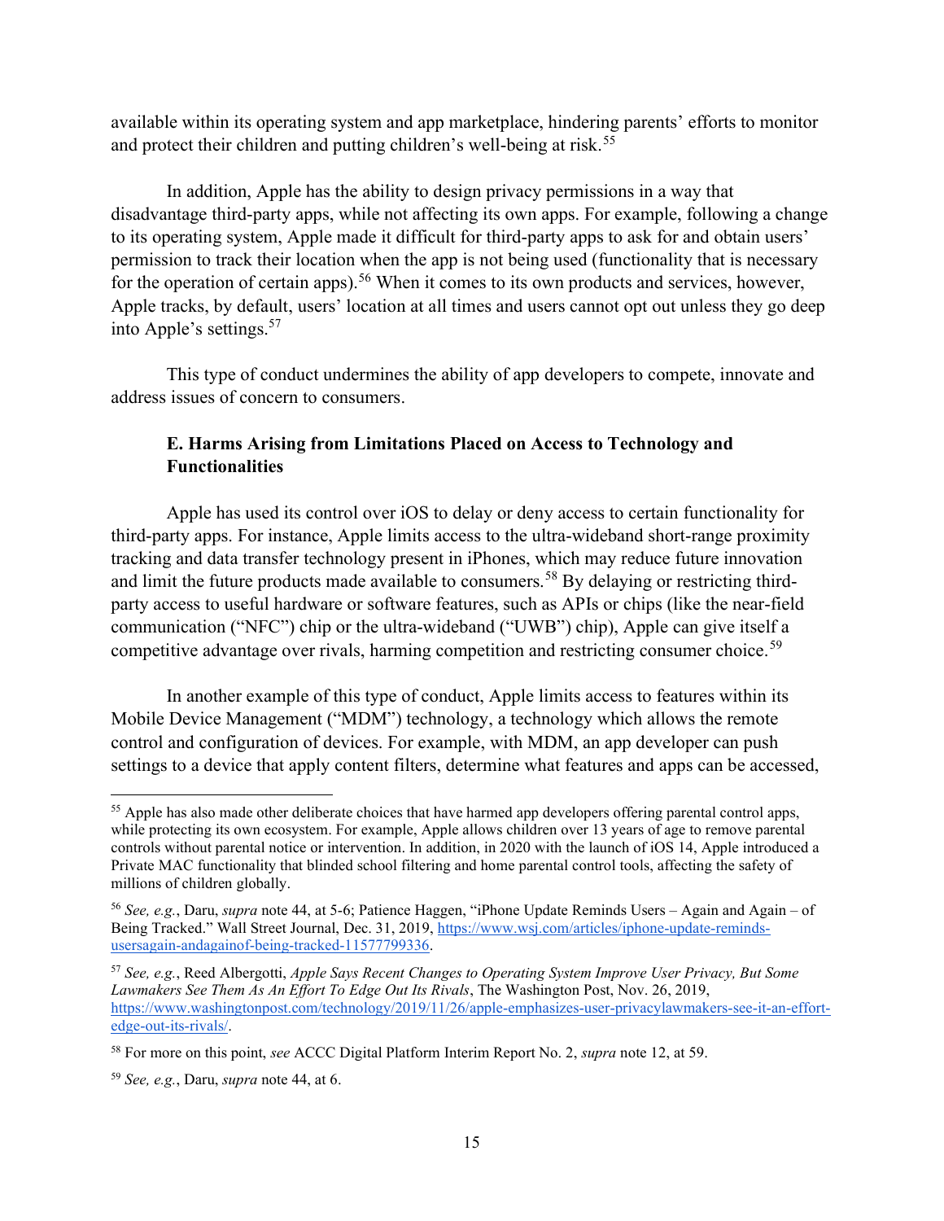available within its operating system and app marketplace, hindering parents' efforts to monitor and protect their children and putting children's well-being at risk.[55]

In addition, Apple has the ability to design privacy permissions in a way that disadvantage third-party apps, while not affecting its own apps. For example, following a change to its operating system, Apple made it difficult for third-party apps to ask for and obtain users' permission to track their location when the app is not being used (functionality that is necessary for the operation of certain apps).[56] When it comes to its own products and services, however, Apple tracks, by default, users' location at all times and users cannot opt out unless they go deep into Apple's settings.[57]

This type of conduct undermines the ability of app developers to compete, innovate and address issues of concern to consumers.

### E. Harms Arising from Limitations Placed on Access to Technology and Functionalities

Apple has used its control over iOS to delay or deny access to certain functionality for third-party apps. For instance, Apple limits access to the ultra-wideband short-range proximity tracking and data transfer technology present in iPhones, which may reduce future innovation and limit the future products made available to consumers.[58] By delaying or restricting third-party access to useful hardware or software features, such as APIs or chips (like the near-field communication ("NFC") chip or the ultra-wideband ("UWB") chip), Apple can give itself a competitive advantage over rivals, harming competition and restricting consumer choice.[59]

In another example of this type of conduct, Apple limits access to features within its Mobile Device Management ("MDM") technology, a technology which allows the remote control and configuration of devices. For example, with MDM, an app developer can push settings to a device that apply content filters, determine what features and apps can be accessed,

---

[55] Apple has also made other deliberate choices that have harmed app developers offering parental control apps, while protecting its own ecosystem. For example, Apple allows children over 13 years of age to remove parental controls without parental notice or intervention. In addition, in 2020 with the launch of iOS 14, Apple introduced a Private MAC functionality that blinded school filtering and home parental control tools, affecting the safety of millions of children globally.

[56] *See, e.g.*, Daru, *supra* note 44, at 5-6; Patience Haggen, "iPhone Update Reminds Users – Again and Again – of Being Tracked." Wall Street Journal, Dec. 31, 2019, https://www.wsj.com/articles/iphone-update-reminds-usersagain-andagainof-being-tracked-11577799336.

[57] *See, e.g.*, Reed Albergotti, *Apple Says Recent Changes to Operating System Improve User Privacy, But Some Lawmakers See Them As An Effort To Edge Out Its Rivals*, The Washington Post, Nov. 26, 2019, https://www.washingtonpost.com/technology/2019/11/26/apple-emphasizes-user-privacylawmakers-see-it-an-effort-edge-out-its-rivals/.

[58] For more on this point, *see* ACCC Digital Platform Interim Report No. 2, *supra* note 12, at 59.

[59] *See, e.g.*, Daru, *supra* note 44, at 6.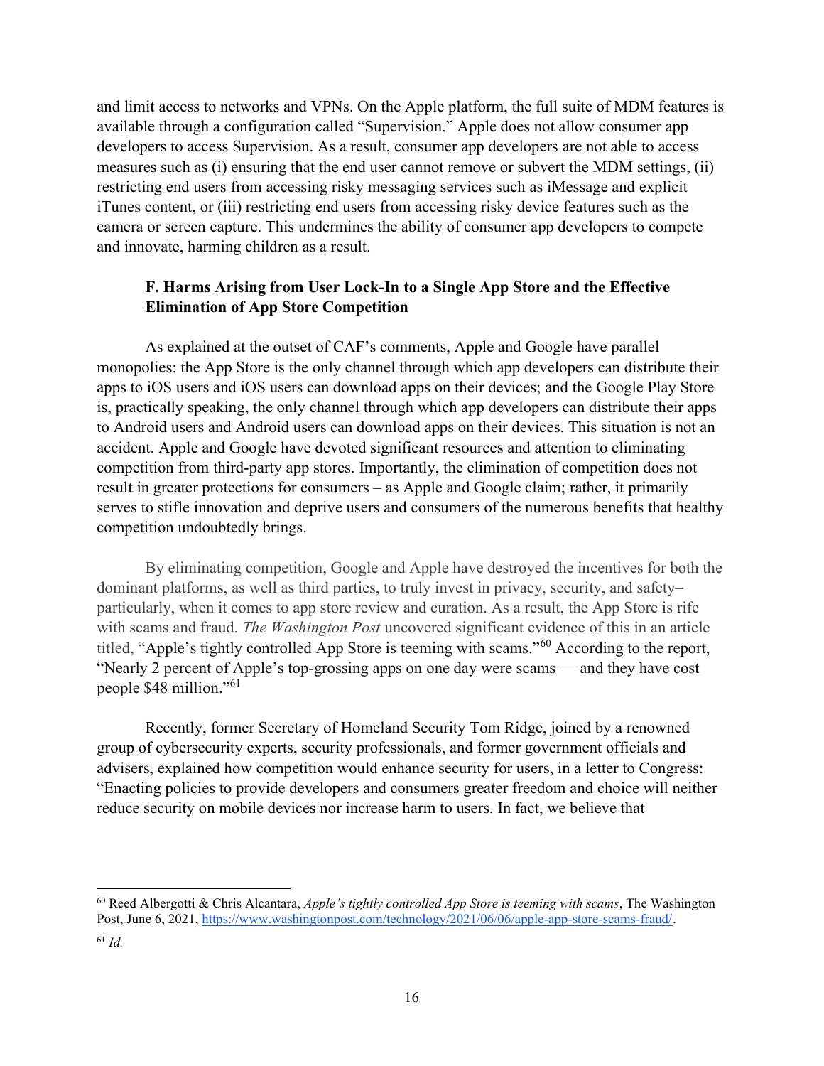and limit access to networks and VPNs. On the Apple platform, the full suite of MDM features is available through a configuration called "Supervision." Apple does not allow consumer app developers to access Supervision. As a result, consumer app developers are not able to access measures such as (i) ensuring that the end user cannot remove or subvert the MDM settings, (ii) restricting end users from accessing risky messaging services such as iMessage and explicit iTunes content, or (iii) restricting end users from accessing risky device features such as the camera or screen capture. This undermines the ability of consumer app developers to compete and innovate, harming children as a result.

### F. Harms Arising from User Lock-In to a Single App Store and the Effective Elimination of App Store Competition

As explained at the outset of CAF's comments, Apple and Google have parallel monopolies: the App Store is the only channel through which app developers can distribute their apps to iOS users and iOS users can download apps on their devices; and the Google Play Store is, practically speaking, the only channel through which app developers can distribute their apps to Android users and Android users can download apps on their devices. This situation is not an accident. Apple and Google have devoted significant resources and attention to eliminating competition from third-party app stores. Importantly, the elimination of competition does not result in greater protections for consumers – as Apple and Google claim; rather, it primarily serves to stifle innovation and deprive users and consumers of the numerous benefits that healthy competition undoubtedly brings.

By eliminating competition, Google and Apple have destroyed the incentives for both the dominant platforms, as well as third parties, to truly invest in privacy, security, and safety– particularly, when it comes to app store review and curation. As a result, the App Store is rife with scams and fraud. *The Washington Post* uncovered significant evidence of this in an article titled, "Apple's tightly controlled App Store is teeming with scams."[60] According to the report, "Nearly 2 percent of Apple's top-grossing apps on one day were scams — and they have cost people $48 million."[61]

Recently, former Secretary of Homeland Security Tom Ridge, joined by a renowned group of cybersecurity experts, security professionals, and former government officials and advisers, explained how competition would enhance security for users, in a letter to Congress: "Enacting policies to provide developers and consumers greater freedom and choice will neither reduce security on mobile devices nor increase harm to users. In fact, we believe that

---

[60] Reed Albergotti & Chris Alcantara, *Apple's tightly controlled App Store is teeming with scams*, The Washington Post, June 6, 2021, https://www.washingtonpost.com/technology/2021/06/06/apple-app-store-scams-fraud/.

[61] *Id.*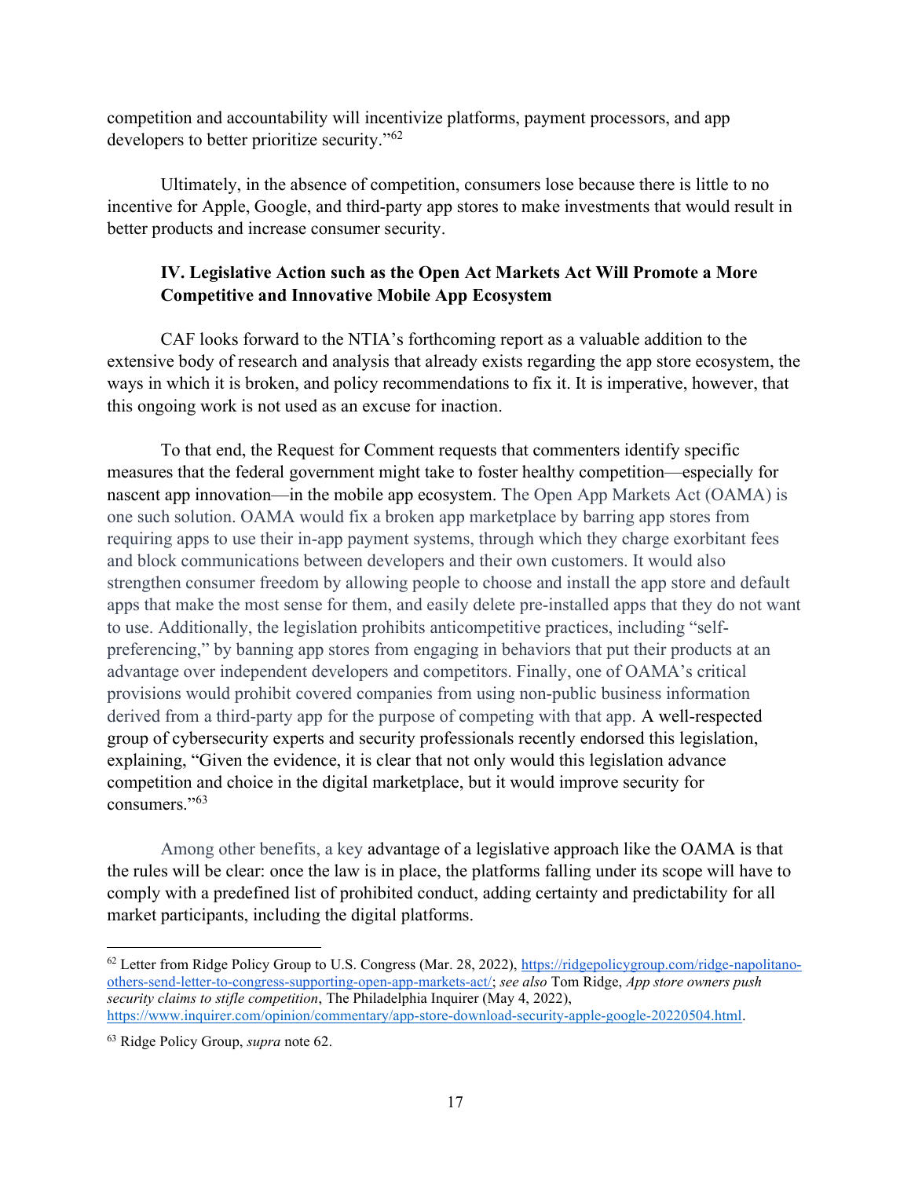competition and accountability will incentivize platforms, payment processors, and app developers to better prioritize security."[62]

Ultimately, in the absence of competition, consumers lose because there is little to no incentive for Apple, Google, and third-party app stores to make investments that would result in better products and increase consumer security.

## IV. Legislative Action such as the Open Act Markets Act Will Promote a More Competitive and Innovative Mobile App Ecosystem

CAF looks forward to the NTIA's forthcoming report as a valuable addition to the extensive body of research and analysis that already exists regarding the app store ecosystem, the ways in which it is broken, and policy recommendations to fix it. It is imperative, however, that this ongoing work is not used as an excuse for inaction.

To that end, the Request for Comment requests that commenters identify specific measures that the federal government might take to foster healthy competition—especially for nascent app innovation—in the mobile app ecosystem. The Open App Markets Act (OAMA) is one such solution. OAMA would fix a broken app marketplace by barring app stores from requiring apps to use their in-app payment systems, through which they charge exorbitant fees and block communications between developers and their own customers. It would also strengthen consumer freedom by allowing people to choose and install the app store and default apps that make the most sense for them, and easily delete pre-installed apps that they do not want to use. Additionally, the legislation prohibits anticompetitive practices, including "self-preferencing," by banning app stores from engaging in behaviors that put their products at an advantage over independent developers and competitors. Finally, one of OAMA's critical provisions would prohibit covered companies from using non-public business information derived from a third-party app for the purpose of competing with that app. A well-respected group of cybersecurity experts and security professionals recently endorsed this legislation, explaining, "Given the evidence, it is clear that not only would this legislation advance competition and choice in the digital marketplace, but it would improve security for consumers."[63]

Among other benefits, a key advantage of a legislative approach like the OAMA is that the rules will be clear: once the law is in place, the platforms falling under its scope will have to comply with a predefined list of prohibited conduct, adding certainty and predictability for all market participants, including the digital platforms.

---

[62] Letter from Ridge Policy Group to U.S. Congress (Mar. 28, 2022), https://ridgepolicygroup.com/ridge-napolitano-others-send-letter-to-congress-supporting-open-app-markets-act/; *see also* Tom Ridge, *App store owners push security claims to stifle competition*, The Philadelphia Inquirer (May 4, 2022), https://www.inquirer.com/opinion/commentary/app-store-download-security-apple-google-20220504.html.

[63] Ridge Policy Group, *supra* note 62.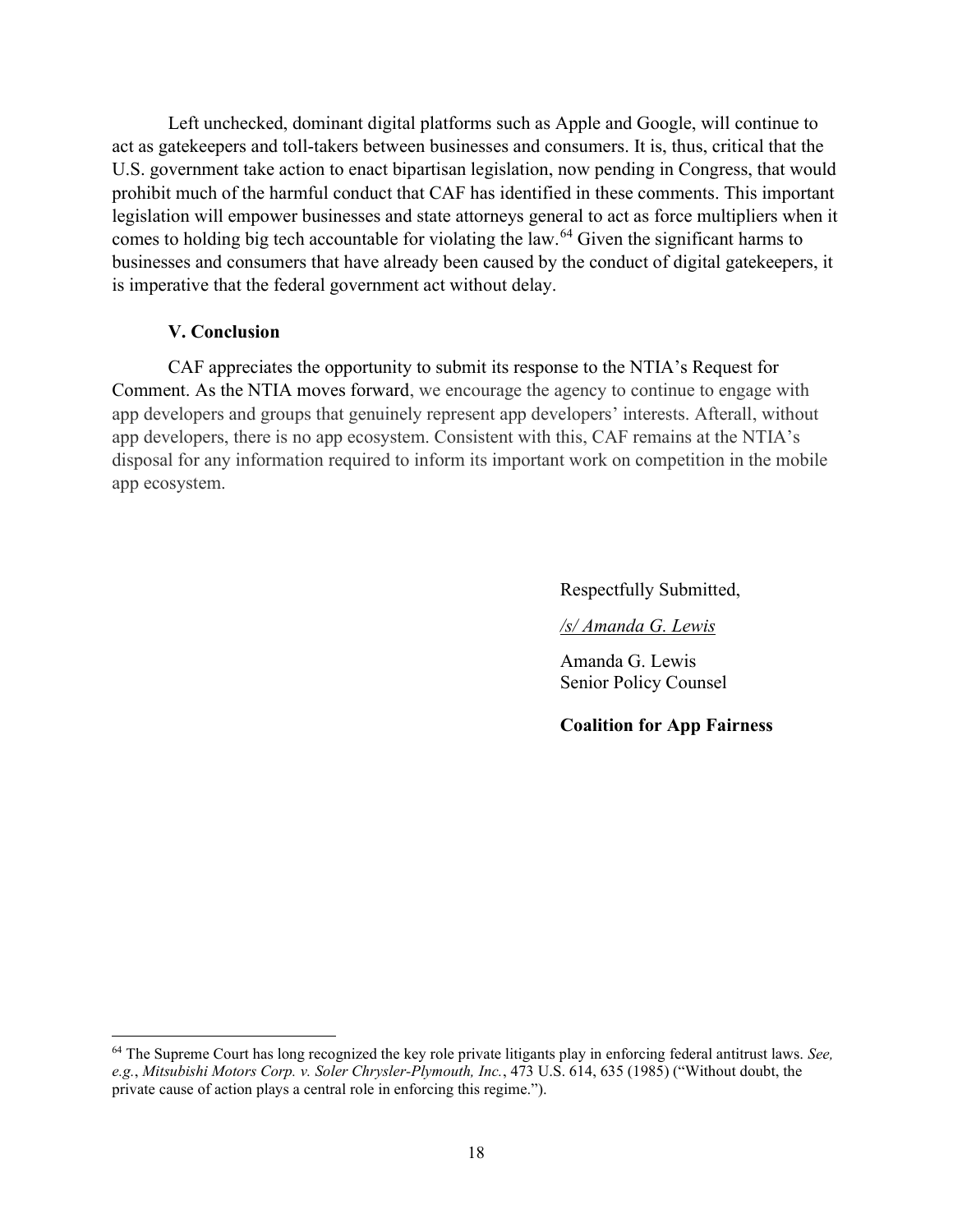Left unchecked, dominant digital platforms such as Apple and Google, will continue to act as gatekeepers and toll-takers between businesses and consumers. It is, thus, critical that the U.S. government take action to enact bipartisan legislation, now pending in Congress, that would prohibit much of the harmful conduct that CAF has identified in these comments. This important legislation will empower businesses and state attorneys general to act as force multipliers when it comes to holding big tech accountable for violating the law.[64] Given the significant harms to businesses and consumers that have already been caused by the conduct of digital gatekeepers, it is imperative that the federal government act without delay.

### V. Conclusion

CAF appreciates the opportunity to submit its response to the NTIA's Request for Comment. As the NTIA moves forward, we encourage the agency to continue to engage with app developers and groups that genuinely represent app developers' interests. Afterall, without app developers, there is no app ecosystem. Consistent with this, CAF remains at the NTIA's disposal for any information required to inform its important work on competition in the mobile app ecosystem.

Respectfully Submitted,

*/s/ Amanda G. Lewis*

Amanda G. Lewis
Senior Policy Counsel

**Coalition for App Fairness**

---

[64] The Supreme Court has long recognized the key role private litigants play in enforcing federal antitrust laws. *See, e.g.*, *Mitsubishi Motors Corp. v. Soler Chrysler-Plymouth, Inc.*, 473 U.S. 614, 635 (1985) ("Without doubt, the private cause of action plays a central role in enforcing this regime.").